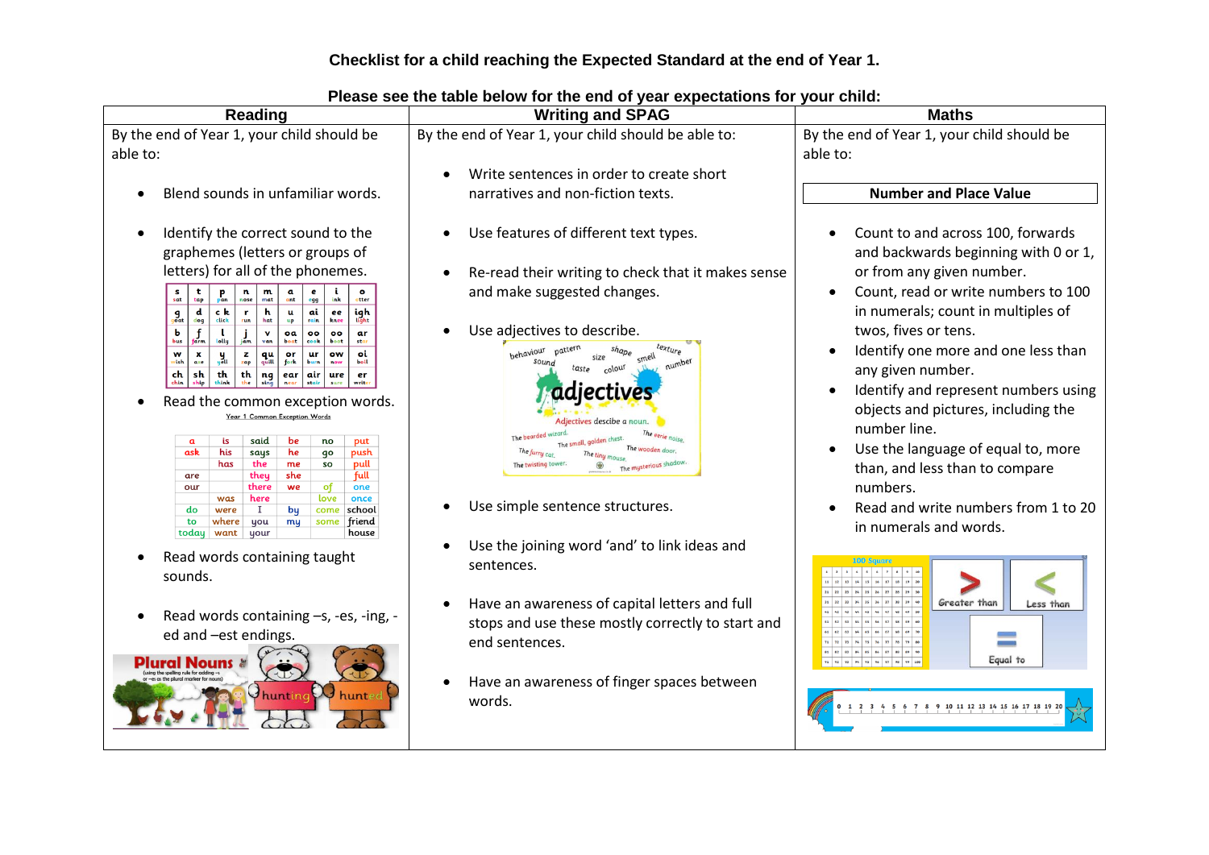**Checklist for a child reaching the Expected Standard at the end of Year 1.**

**Please see the table below for the end of year expectations for your child:**

## Reading

By the end of Year 1, your child should be able to:

- Blend sounds in unfamiliar words.
- Identify the correct sound to the graphemes (letters or groups of letters) for all of the phonemes.

| s sat | t tap | p pan | n nose | m mat | a ant | e egg | i ink | o otter |
|---|---|---|---|---|---|---|---|---|
| g goat | d dog | c k click | r run | h hat | u up | ai rain | ee knee | igh light |
| b bus | f farm | l lolly | j jam | v van | oa boat | oo cook | oo boot | ar star |
| w wish | x axe | y yell | z zap | qu quill | or fork | ur burn | ow now | oi boil |
| ch chin | sh ship | th think | th the | ng sing | ear near | air stair | ure sure | er writer |

- Read the common exception words.

Year 1 Common Exception Words

| a | is | said | be | no | put |
|---|---|---|---|---|---|
| ask | his | says | he | go | push |
| | has | the | me | so | pull |
| are | | they | she | | full |
| our | | there | we | of | one |
| | was | here | | love | once |
| do | were | I | by | come | school |
| to | where | you | my | some | friend |
| today | want | your | | | house |

- Read words containing taught sounds.
- Read words containing –s, -es, -ing, -ed and –est endings.

Plural Nouns (using the spelling rule for adding –s or –es as the plural marker for nouns)

hunting hunted

## Writing and SPAG

By the end of Year 1, your child should be able to:

- Write sentences in order to create short narratives and non-fiction texts.
- Use features of different text types.
- Re-read their writing to check that it makes sense and make suggested changes.
- Use adjectives to describe.

adjectives — behaviour, pattern, size, shape, smell, texture, sound, taste, colour, number. Adjectives describe a noun. The bearded wizard. The small, golden chest. The eerie noise. The furry cat. The tiny mouse. The wooden door. The twisting tower. The mysterious shadow.

- Use simple sentence structures.
- Use the joining word 'and' to link ideas and sentences.
- Have an awareness of capital letters and full stops and use these mostly correctly to start and end sentences.
- Have an awareness of finger spaces between words.

## Maths

By the end of Year 1, your child should be able to:

### Number and Place Value

- Count to and across 100, forwards and backwards beginning with 0 or 1, or from any given number.
- Count, read or write numbers to 100 in numerals; count in multiples of twos, fives or tens.
- Identify one more and one less than any given number.
- Identify and represent numbers using objects and pictures, including the number line.
- Use the language of equal to, more than, and less than to compare numbers.
- Read and write numbers from 1 to 20 in numerals and words.

100 Square — Greater than, Less than, Equal to

0 1 2 3 4 5 6 7 8 9 10 11 12 13 14 15 16 17 18 19 20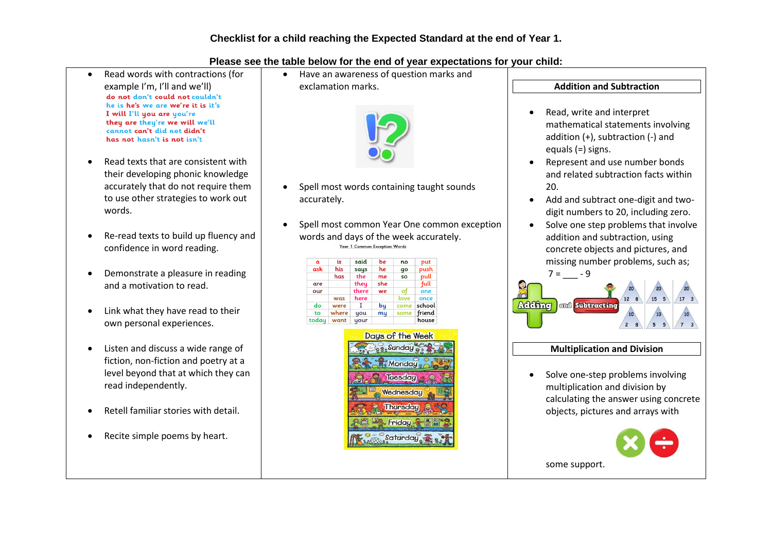# Checklist for a child reaching the Expected Standard at the end of Year 1.

## Please see the table below for the end of year expectations for your child:

- Read words with contractions (for example I'm, I'll and we'll)

  do not don't could not couldn't
  he is he's we are we're it is it's
  I will I'll you are you're
  they are they're we will we'll
  cannot can't did not didn't
  has not hasn't is not isn't

- Read texts that are consistent with their developing phonic knowledge accurately that do not require them to use other strategies to work out words.
- Re-read texts to build up fluency and confidence in word reading.
- Demonstrate a pleasure in reading and a motivation to read.
- Link what they have read to their own personal experiences.
- Listen and discuss a wide range of fiction, non-fiction and poetry at a level beyond that at which they can read independently.
- Retell familiar stories with detail.
- Recite simple poems by heart.

- Have an awareness of question marks and exclamation marks.
- Spell most words containing taught sounds accurately.
- Spell most common Year One common exception words and days of the week accurately.

Year 1 Common Exception Words

| a | is | said | be | no | put |
|---|---|---|---|---|---|
| ask | his | says | he | go | push |
| | has | the | me | so | pull |
| are | | they | she | | full |
| our | | there | we | of | one |
| | was | here | | love | once |
| do | were | I | by | come | school |
| to | where | you | my | some | friend |
| today | want | your | | | house |

Days of the Week
Sunday
Monday
Tuesday
Wednesday
Thursday
Friday
Saturday

### Addition and Subtraction

- Read, write and interpret mathematical statements involving addition (+), subtraction (-) and equals (=) signs.
- Represent and use number bonds and related subtraction facts within 20.
- Add and subtract one-digit and two-digit numbers to 20, including zero.
- Solve one step problems that involve addition and subtraction, using concrete objects and pictures, and missing number problems, such as; $7 = \_\_\_ - 9$

### Multiplication and Division

- Solve one-step problems involving multiplication and division by calculating the answer using concrete objects, pictures and arrays with some support.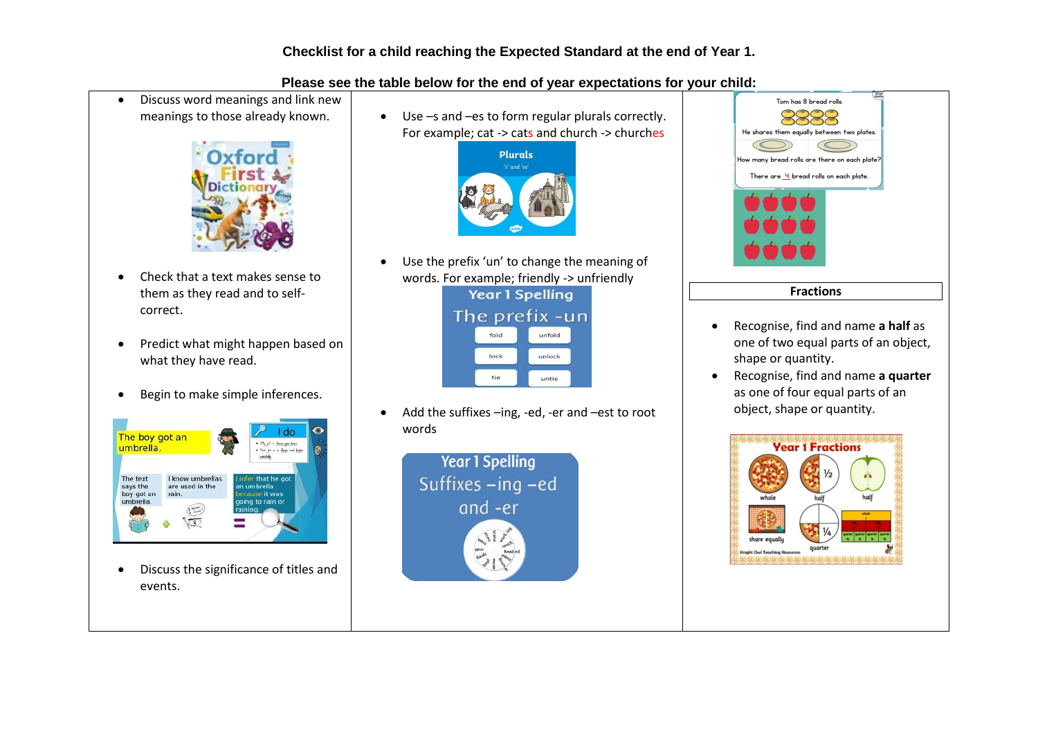**Checklist for a child reaching the Expected Standard at the end of Year 1.**

**Please see the table below for the end of year expectations for your child:**

- Discuss word meanings and link new meanings to those already known.
- Check that a text makes sense to them as they read and to self-correct.
- Predict what might happen based on what they have read.
- Begin to make simple inferences.
- Discuss the significance of titles and events.

- Use –s and –es to form regular plurals correctly. For example; cat -> cats and church -> churches
- Use the prefix 'un' to change the meaning of words. For example; friendly -> unfriendly
- Add the suffixes –ing, -ed, -er and –est to root words

**Fractions**

- Recognise, find and name **a half** as one of two equal parts of an object, shape or quantity.
- Recognise, find and name **a quarter** as one of four equal parts of an object, shape or quantity.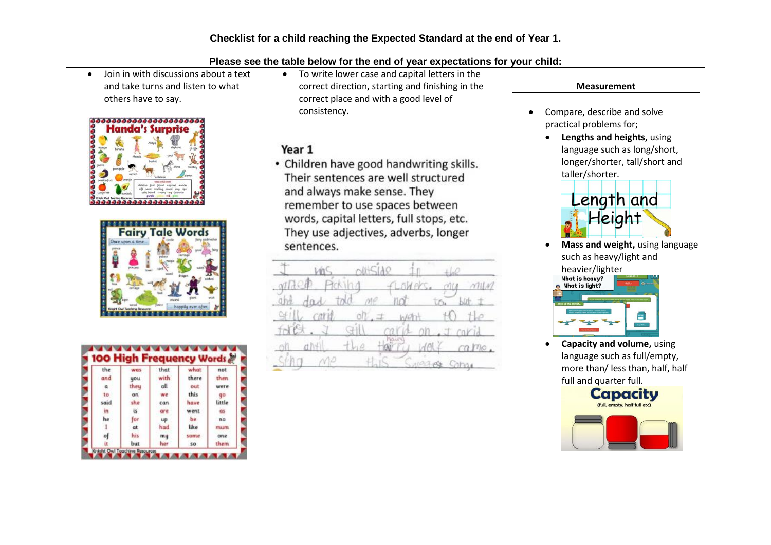**Checklist for a child reaching the Expected Standard at the end of Year 1.**

**Please see the table below for the end of year expectations for your child:**

- Join in with discussions about a text and take turns and listen to what others have to say.

- To write lower case and capital letters in the correct direction, starting and finishing in the correct place and with a good level of consistency.

**Year 1**

- Children have good handwriting skills. Their sentences are well structured and always make sense. They remember to use spaces between words, capital letters, full stops, etc. They use adjectives, adverbs, longer sentences.

**Measurement**

- Compare, describe and solve practical problems for;
  - **Lengths and heights,** using language such as long/short, longer/shorter, tall/short and taller/shorter.
  - **Mass and weight,** using language such as heavy/light and heavier/lighter
  - **Capacity and volume,** using language such as full/empty, more than/ less than, half, half full and quarter full.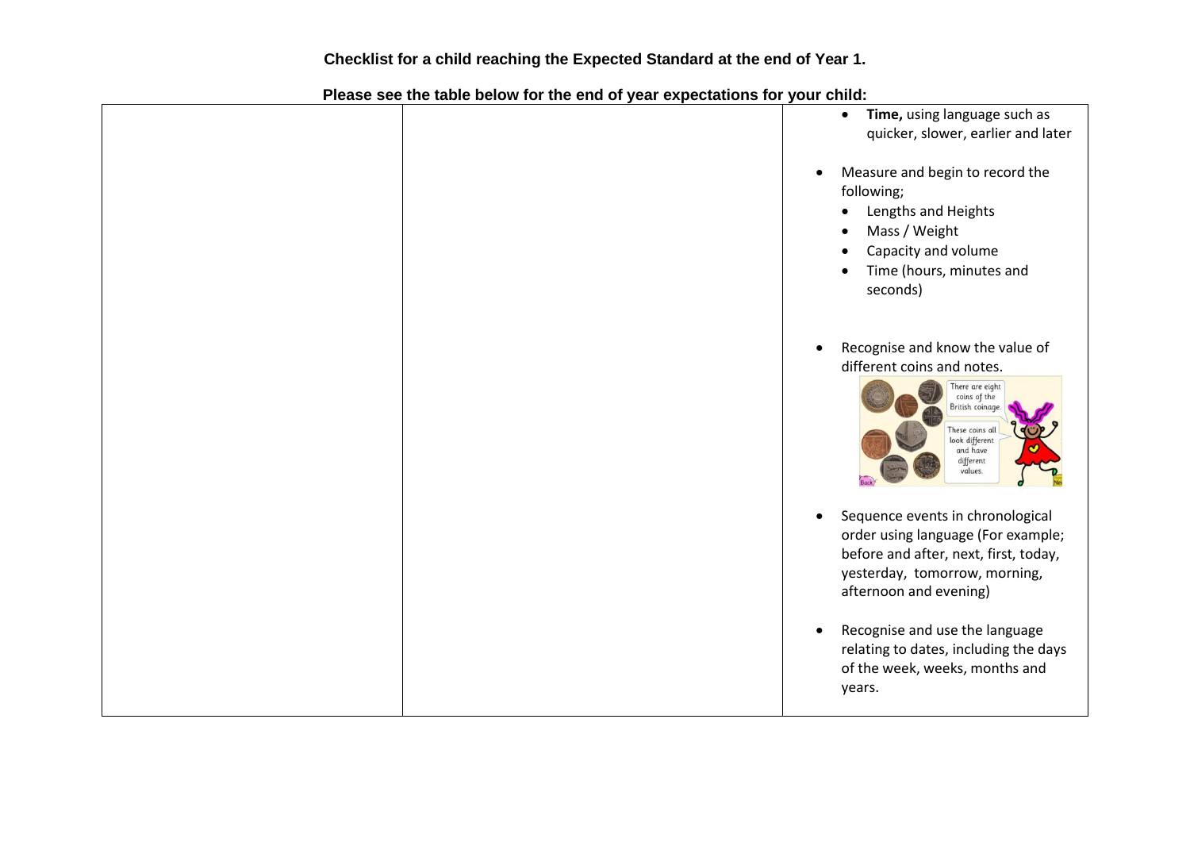**Checklist for a child reaching the Expected Standard at the end of Year 1.**

**Please see the table below for the end of year expectations for your child:**

| | | |
|---|---|---|
| | | <ul><li>**Time,** using language such as quicker, slower, earlier and later</li></ul><ul><li>Measure and begin to record the following;<ul><li>Lengths and Heights</li><li>Mass / Weight</li><li>Capacity and volume</li><li>Time (hours, minutes and seconds)</li></ul></li></ul><ul><li>Recognise and know the value of different coins and notes.</li></ul><ul><li>Sequence events in chronological order using language (For example; before and after, next, first, today, yesterday, tomorrow, morning, afternoon and evening)</li></ul><ul><li>Recognise and use the language relating to dates, including the days of the week, weeks, months and years.</li></ul> |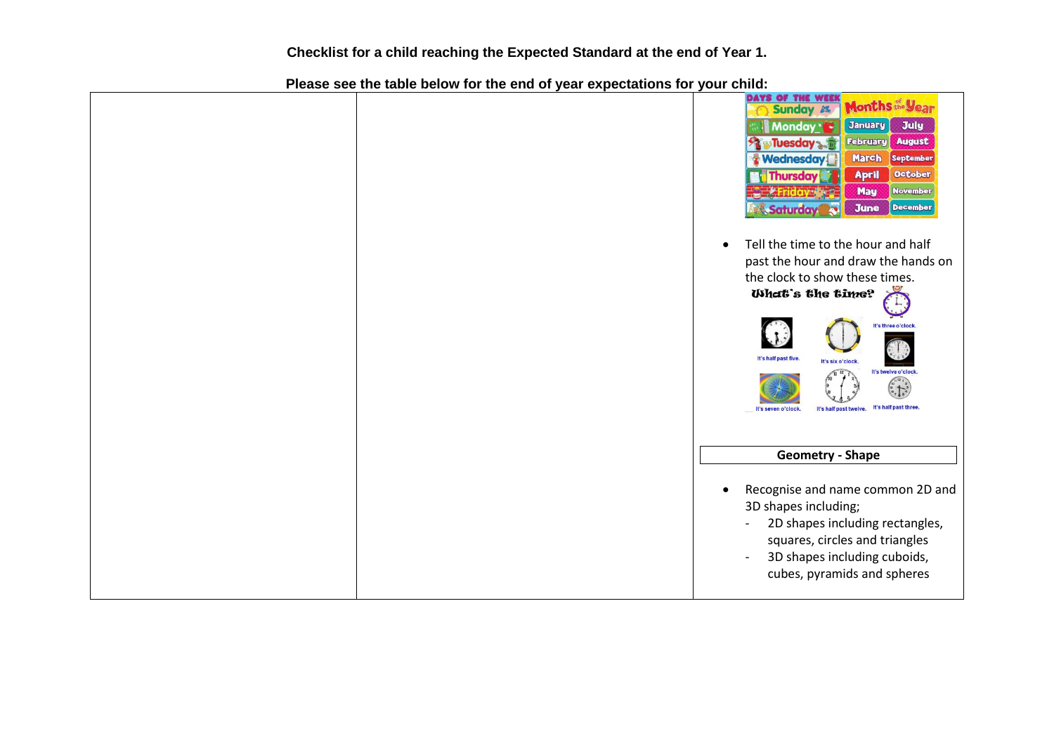**Checklist for a child reaching the Expected Standard at the end of Year 1.**

**Please see the table below for the end of year expectations for your child:**

| | | |
|---|---|---|
| | | • Tell the time to the hour and half past the hour and draw the hands on the clock to show these times. |
| | | **Geometry - Shape** |
| | | • Recognise and name common 2D and 3D shapes including;<br>- 2D shapes including rectangles, squares, circles and triangles<br>- 3D shapes including cuboids, cubes, pyramids and spheres |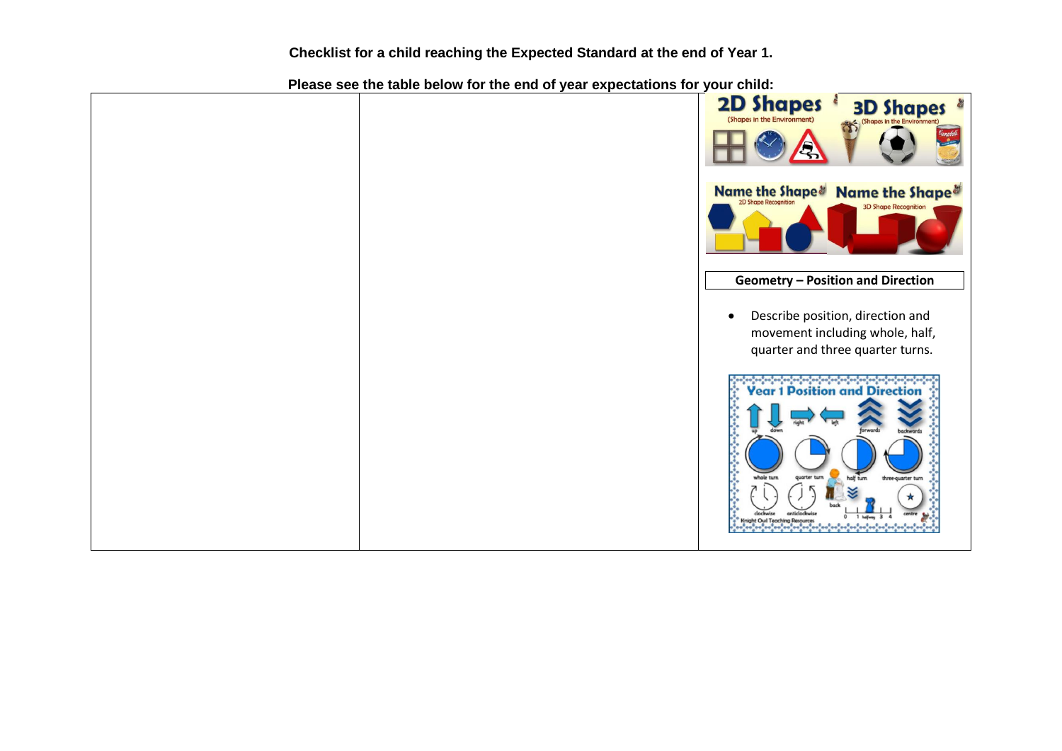**Checklist for a child reaching the Expected Standard at the end of Year 1.**

**Please see the table below for the end of year expectations for your child:**

| | | |
|---|---|---|
| | | **Geometry – Position and Direction**<br><br>• Describe position, direction and movement including whole, half, quarter and three quarter turns. |